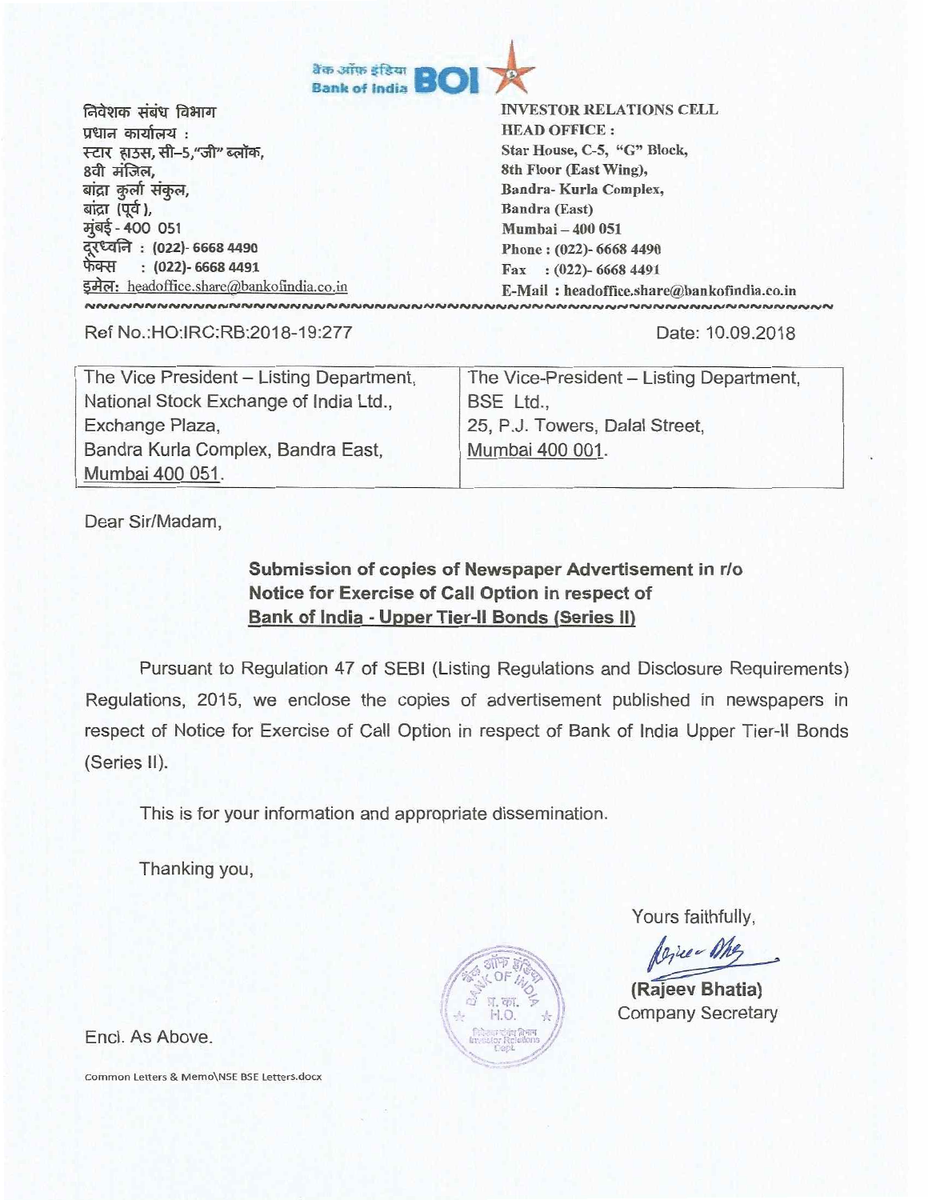बैंक ऑफ इंडिया **Bank of India BOI**

| निवेशक संबंध विभाग<br>प्रधान कार्यालय :<br>स्टार हाउस, सी–5,"जी" ब्लॉक,<br>8वी मंजिल,<br>बांद्रा कुर्ला संकुल,<br>बांद्रा (पूर्व ),<br>मुंबई - 400 051<br>दूरध्वनि : (022)- 6668 4490<br>फैक्स : (022)- 6668 4491<br>इमेल: headoffice.share@bankofindia.co.in | INVESTOR RELATIONS CELL<br>HEAD OFFICE :<br>Star House, C-5, "G" Block,<br>8th Floor (East Wing),<br>Bandra- Kurla Complex,<br>Bandra (East)<br>Mumbai – 400 051<br>Phone : (022)- 6668 4490<br>Fax : (022)- 6668 4491<br>E-Mail : headoffice.share@bankofindia.co.in |
|---|---|

Ref No.:HO:IRC:RB:2018-19:277

Date: 10.09.2018

| The Vice President – Listing Department,<br>National Stock Exchange of India Ltd.,<br>Exchange Plaza,<br>Bandra Kurla Complex, Bandra East,<br>Mumbai 400 051. | The Vice-President – Listing Department,<br>BSE Ltd.,<br>25, P.J. Towers, Dalal Street,<br>Mumbai 400 001. |
|---|---|

Dear Sir/Madam,

**Submission of copies of Newspaper Advertisement in r/o Notice for Exercise of Call Option in respect of Bank of India - Upper Tier-II Bonds (Series II)**

Pursuant to Regulation 47 of SEBI (Listing Regulations and Disclosure Requirements) Regulations, 2015, we enclose the copies of advertisement published in newspapers in respect of Notice for Exercise of Call Option in respect of Bank of India Upper Tier-II Bonds (Series II).

This is for your information and appropriate dissemination.

Thanking you,

Yours faithfully,

**(Rajeev Bhatia)**
Company Secretary

Encl. As Above.

Common Letters & Memo\NSE BSE Letters.docx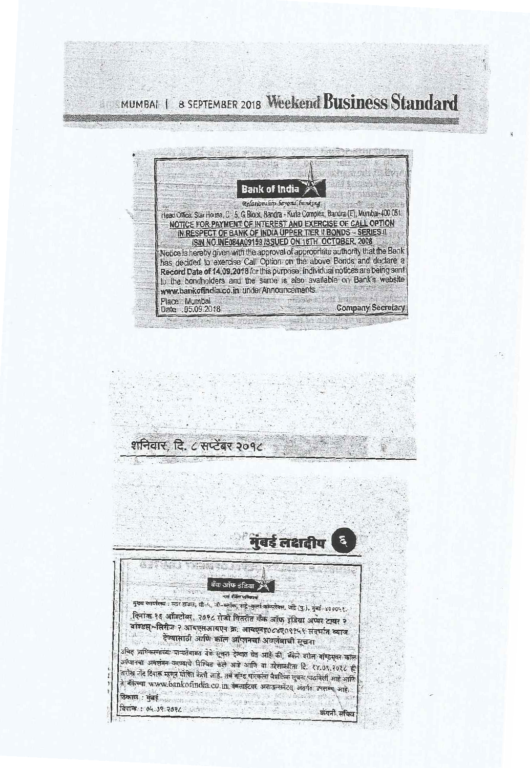MUMBAI | 8 SEPTEMBER 2018 Weekend Business Standard

**Bank of India**

*Relationship beyond banking*

Head Office: Star House, C - 5, G Block, Bandra - Kurla Complex, Bandra (E), Mumbai-400 051.

**NOTICE FOR PAYMENT OF INTEREST AND EXERCISE OF CALL OPTION IN RESPECT OF BANK OF INDIA UPPER TIER II BONDS - SERIES II ISIN NO.INE084A09159 ISSUED ON 16TH OCTOBER, 2008**

Notice is hereby given with the approval of appropriate authority that the Bank has decided to exercise Call Option on the above Bonds and declare a **Record Date of 14.09.2018** for this purpose. Individual notices are being sent to the bondholders and the same is also available on Bank's website **www.bankofindia.co.in** under Announcements.

Place : Mumbai
Date : 05.09.2018

Company Secretary

शनिवार, दि. ८ सप्टेंबर २०१८

मुंबई लक्षदीप ६

**बँक ऑफ इंडिया**

मुख्य कार्यालय : स्टार हाउस, सी-५, जी-ब्लॉक, बांद्रे-कुर्ला कॉम्प्लेक्स, बांद्रे (पु.), मुंबई-४०००५१.

**दिनांक १६ ऑक्टोबर, २००८ रोजी वितरीत बँक ऑफ इंडिया अप्पर टायर २ बॉण्डस्-सिरीज २ आयएसआयएन क्र. आयएनई०८४ए०९१५९ संदर्भात व्याज देण्यासाठी आणि कॉल ऑप्शनचा अवलंबाची सूचना**

उचित प्राधिकरणाच्या मान्यतेबाबत येथे सूचना देण्यात येत आहे की, बँकेने वरील बॉण्डस्‌वर कॉल ऑप्शनचा अवलंबन करण्याचे निश्चित केले आहे आणि या उद्देशाकरिता दि. १४.०९.२०१८ ही तारीख नोंद दिनांक म्हणून घोषित केली आहे. सर्व बॉण्ड धारकांना वैयक्तिक सूचना पाठविली आहे आणि ते बँकेच्या www.bankofindia.co.in वेबसाईटवर अनाऊन्समेंट्स अंतर्गत उपलब्ध आहे.

ठिकाण : मुंबई
दिनांक : ०५.०९.२०१८

कंपनी सचिव